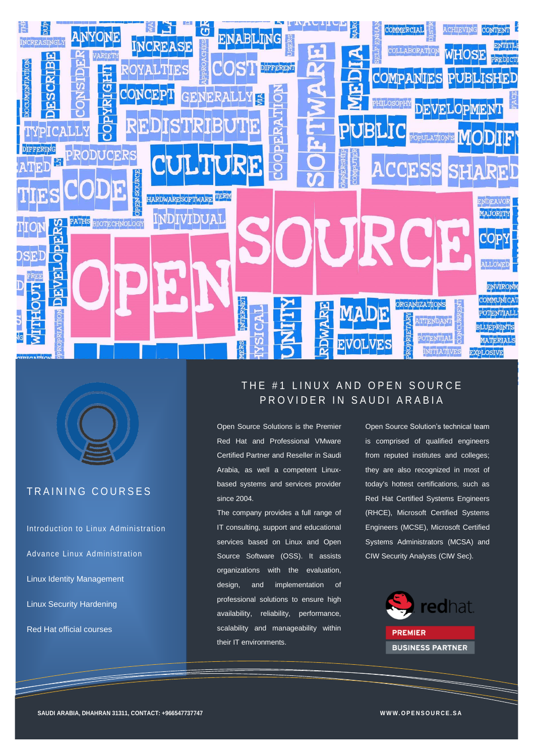# THE #1 LINUX AND OPEN SOURCE PROVIDER IN SAUDI ARABIA

## TRAINING COURSES

- Introduction to Linux Administration
- Advance Linux Administration
- Linux Identity Management
- Linux Security Hardening
- Red Hat official courses

Open Source Solutions is the Premier Red Hat and Professional VMware Certified Partner and Reseller in Saudi Arabia, as well a competent Linux-based systems and services provider since 2004.

The company provides a full range of IT consulting, support and educational services based on Linux and Open Source Software (OSS). It assists organizations with the evaluation, design, and implementation of professional solutions to ensure high availability, reliability, performance, scalability and manageability within their IT environments.

Open Source Solution's technical team is comprised of qualified engineers from reputed institutes and colleges; they are also recognized in most of today's hottest certifications, such as Red Hat Certified Systems Engineers (RHCE), Microsoft Certified Systems Engineers (MCSE), Microsoft Certified Systems Administrators (MCSA) and CIW Security Analysts (CIW Sec).

redhat. PREMIER BUSINESS PARTNER

SAUDI ARABIA, DHAHRAN 31311, CONTACT: +966547737747

WWW.OPENSOURCE.SA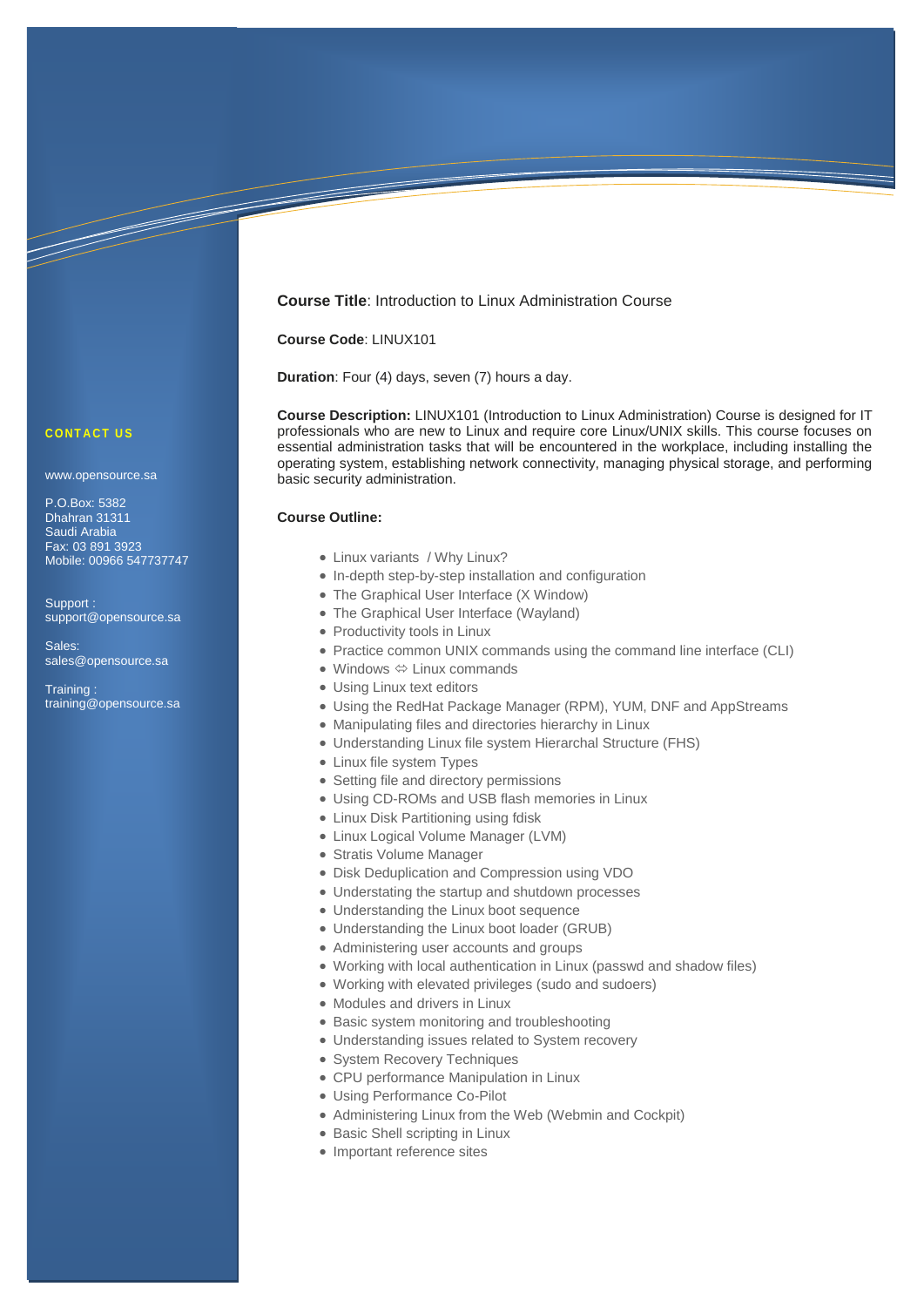**CONTACT US**

www.opensource.sa

P.O.Box: 5382
Dhahran 31311
Saudi Arabia
Fax: 03 891 3923
Mobile: 00966 547737747

Support :
support@opensource.sa

Sales:
sales@opensource.sa

Training :
training@opensource.sa

**Course Title**: Introduction to Linux Administration Course

**Course Code**: LINUX101

**Duration**: Four (4) days, seven (7) hours a day.

**Course Description:** LINUX101 (Introduction to Linux Administration) Course is designed for IT professionals who are new to Linux and require core Linux/UNIX skills. This course focuses on essential administration tasks that will be encountered in the workplace, including installing the operating system, establishing network connectivity, managing physical storage, and performing basic security administration.

**Course Outline:**

- Linux variants / Why Linux?
- In-depth step-by-step installation and configuration
- The Graphical User Interface (X Window)
- The Graphical User Interface (Wayland)
- Productivity tools in Linux
- Practice common UNIX commands using the command line interface (CLI)
- Windows ⇔ Linux commands
- Using Linux text editors
- Using the RedHat Package Manager (RPM), YUM, DNF and AppStreams
- Manipulating files and directories hierarchy in Linux
- Understanding Linux file system Hierarchal Structure (FHS)
- Linux file system Types
- Setting file and directory permissions
- Using CD-ROMs and USB flash memories in Linux
- Linux Disk Partitioning using fdisk
- Linux Logical Volume Manager (LVM)
- Stratis Volume Manager
- Disk Deduplication and Compression using VDO
- Understating the startup and shutdown processes
- Understanding the Linux boot sequence
- Understanding the Linux boot loader (GRUB)
- Administering user accounts and groups
- Working with local authentication in Linux (passwd and shadow files)
- Working with elevated privileges (sudo and sudoers)
- Modules and drivers in Linux
- Basic system monitoring and troubleshooting
- Understanding issues related to System recovery
- System Recovery Techniques
- CPU performance Manipulation in Linux
- Using Performance Co-Pilot
- Administering Linux from the Web (Webmin and Cockpit)
- Basic Shell scripting in Linux
- Important reference sites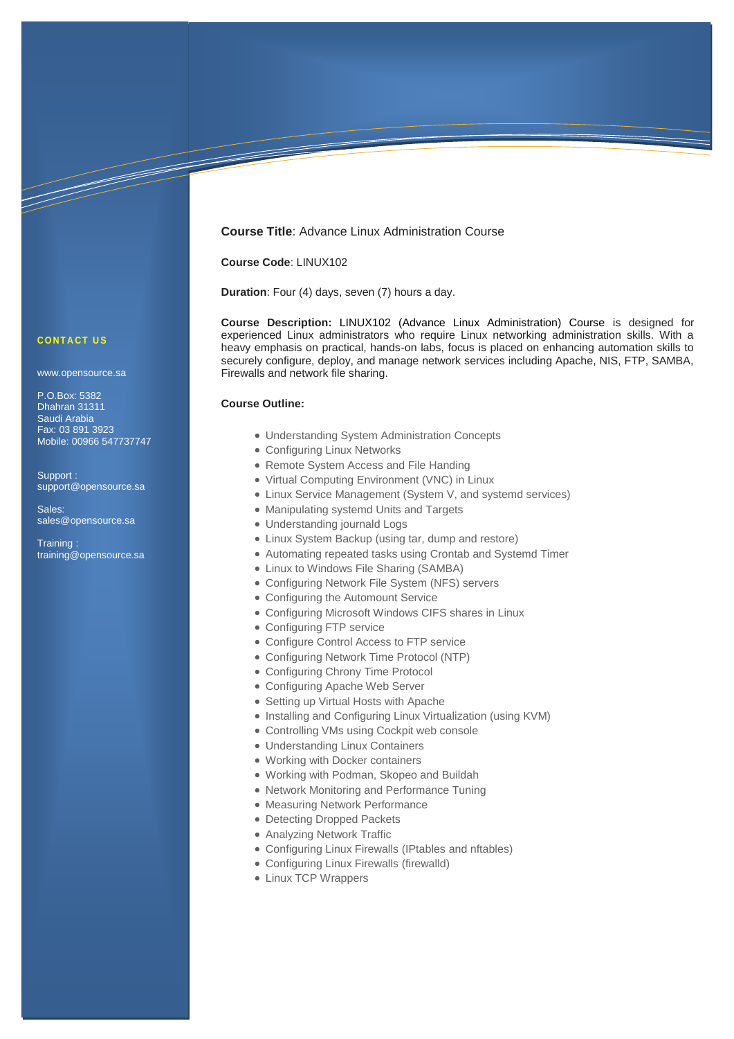**CONTACT US**

www.opensource.sa

P.O.Box: 5382
Dhahran 31311
Saudi Arabia
Fax: 03 891 3923
Mobile: 00966 547737747

Support :
support@opensource.sa

Sales:
sales@opensource.sa

Training :
training@opensource.sa

**Course Title**: Advance Linux Administration Course

**Course Code**: LINUX102

**Duration**: Four (4) days, seven (7) hours a day.

**Course Description:** LINUX102 (Advance Linux Administration) Course is designed for experienced Linux administrators who require Linux networking administration skills. With a heavy emphasis on practical, hands-on labs, focus is placed on enhancing automation skills to securely configure, deploy, and manage network services including Apache, NIS, FTP, SAMBA, Firewalls and network file sharing.

**Course Outline:**

- Understanding System Administration Concepts
- Configuring Linux Networks
- Remote System Access and File Handing
- Virtual Computing Environment (VNC) in Linux
- Linux Service Management (System V, and systemd services)
- Manipulating systemd Units and Targets
- Understanding journald Logs
- Linux System Backup (using tar, dump and restore)
- Automating repeated tasks using Crontab and Systemd Timer
- Linux to Windows File Sharing (SAMBA)
- Configuring Network File System (NFS) servers
- Configuring the Automount Service
- Configuring Microsoft Windows CIFS shares in Linux
- Configuring FTP service
- Configure Control Access to FTP service
- Configuring Network Time Protocol (NTP)
- Configuring Chrony Time Protocol
- Configuring Apache Web Server
- Setting up Virtual Hosts with Apache
- Installing and Configuring Linux Virtualization (using KVM)
- Controlling VMs using Cockpit web console
- Understanding Linux Containers
- Working with Docker containers
- Working with Podman, Skopeo and Buildah
- Network Monitoring and Performance Tuning
- Measuring Network Performance
- Detecting Dropped Packets
- Analyzing Network Traffic
- Configuring Linux Firewalls (IPtables and nftables)
- Configuring Linux Firewalls (firewalld)
- Linux TCP Wrappers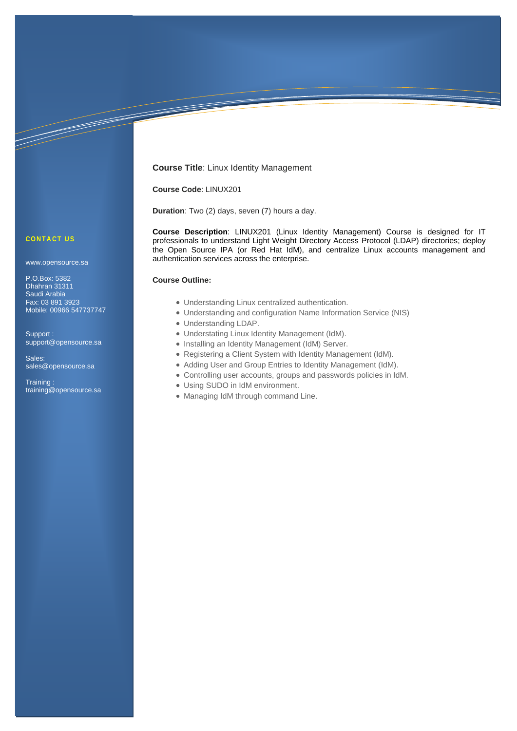**Course Title**: Linux Identity Management

**Course Code**: LINUX201

**Duration**: Two (2) days, seven (7) hours a day.

**Course Description**: LINUX201 (Linux Identity Management) Course is designed for IT professionals to understand Light Weight Directory Access Protocol (LDAP) directories; deploy the Open Source IPA (or Red Hat IdM), and centralize Linux accounts management and authentication services across the enterprise.

**Course Outline:**

- Understanding Linux centralized authentication.
- Understanding and configuration Name Information Service (NIS)
- Understanding LDAP.
- Understating Linux Identity Management (IdM).
- Installing an Identity Management (IdM) Server.
- Registering a Client System with Identity Management (IdM).
- Adding User and Group Entries to Identity Management (IdM).
- Controlling user accounts, groups and passwords policies in IdM.
- Using SUDO in IdM environment.
- Managing IdM through command Line.

**CONTACT US**

www.opensource.sa

P.O.Box: 5382
Dhahran 31311
Saudi Arabia
Fax: 03 891 3923
Mobile: 00966 547737747

Support :
support@opensource.sa

Sales:
sales@opensource.sa

Training :
training@opensource.sa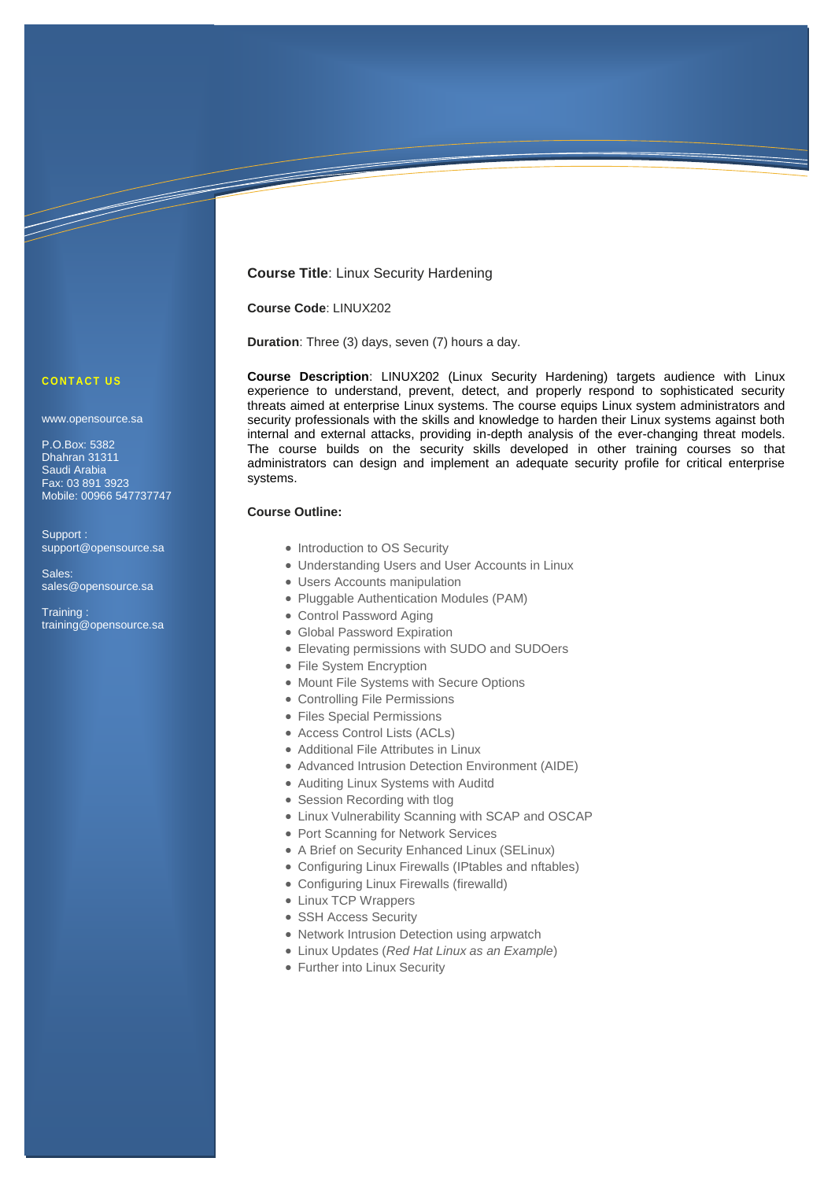**CONTACT US**

www.opensource.sa

P.O.Box: 5382
Dhahran 31311
Saudi Arabia
Fax: 03 891 3923
Mobile: 00966 547737747

Support :
support@opensource.sa

Sales:
sales@opensource.sa

Training :
training@opensource.sa

**Course Title**: Linux Security Hardening

**Course Code**: LINUX202

**Duration**: Three (3) days, seven (7) hours a day.

**Course Description**: LINUX202 (Linux Security Hardening) targets audience with Linux experience to understand, prevent, detect, and properly respond to sophisticated security threats aimed at enterprise Linux systems. The course equips Linux system administrators and security professionals with the skills and knowledge to harden their Linux systems against both internal and external attacks, providing in-depth analysis of the ever-changing threat models. The course builds on the security skills developed in other training courses so that administrators can design and implement an adequate security profile for critical enterprise systems.

**Course Outline:**

- Introduction to OS Security
- Understanding Users and User Accounts in Linux
- Users Accounts manipulation
- Pluggable Authentication Modules (PAM)
- Control Password Aging
- Global Password Expiration
- Elevating permissions with SUDO and SUDOers
- File System Encryption
- Mount File Systems with Secure Options
- Controlling File Permissions
- Files Special Permissions
- Access Control Lists (ACLs)
- Additional File Attributes in Linux
- Advanced Intrusion Detection Environment (AIDE)
- Auditing Linux Systems with Auditd
- Session Recording with tlog
- Linux Vulnerability Scanning with SCAP and OSCAP
- Port Scanning for Network Services
- A Brief on Security Enhanced Linux (SELinux)
- Configuring Linux Firewalls (IPtables and nftables)
- Configuring Linux Firewalls (firewalld)
- Linux TCP Wrappers
- SSH Access Security
- Network Intrusion Detection using arpwatch
- Linux Updates (*Red Hat Linux as an Example*)
- Further into Linux Security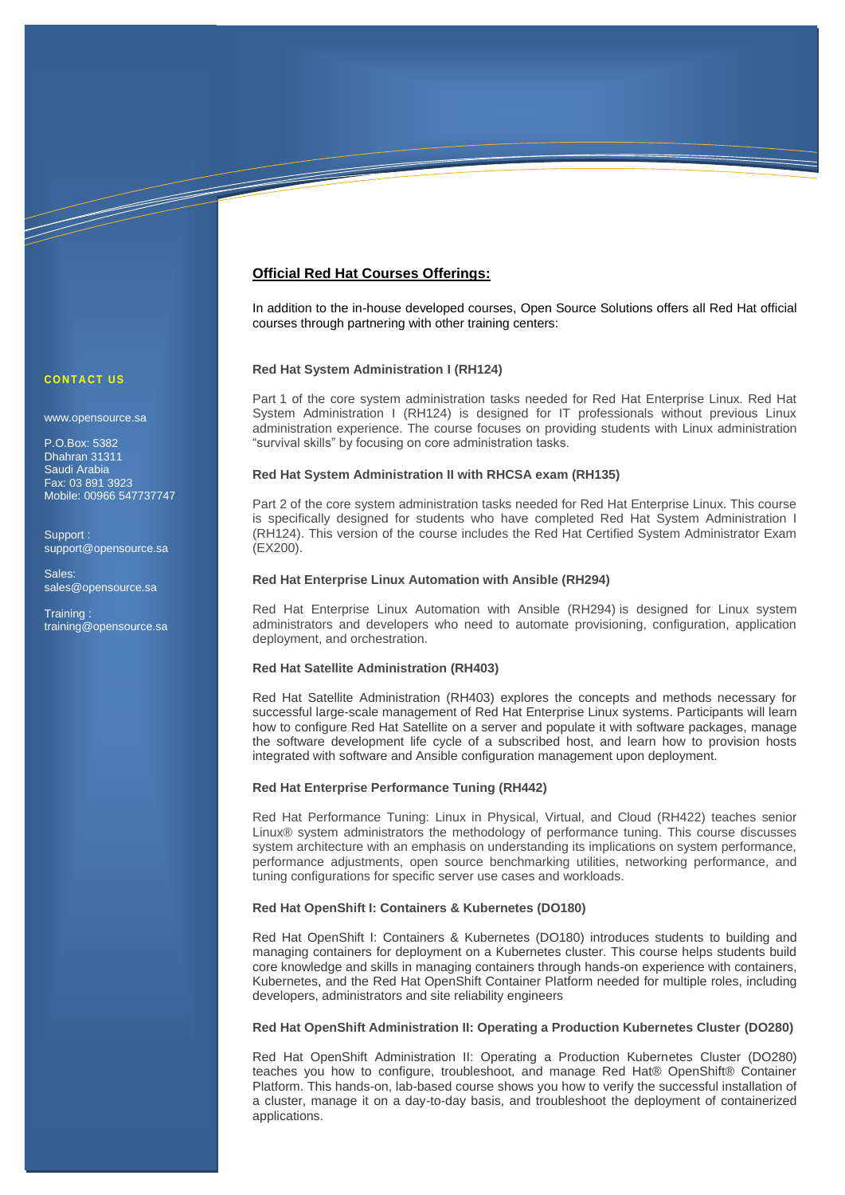## Official Red Hat Courses Offerings:

In addition to the in-house developed courses, Open Source Solutions offers all Red Hat official courses through partnering with other training centers:

**CONTACT US**

www.opensource.sa

P.O.Box: 5382
Dhahran 31311
Saudi Arabia
Fax: 03 891 3923
Mobile: 00966 547737747

Support :
support@opensource.sa

Sales:
sales@opensource.sa

Training :
training@opensource.sa

### Red Hat System Administration I (RH124)

Part 1 of the core system administration tasks needed for Red Hat Enterprise Linux. Red Hat System Administration I (RH124) is designed for IT professionals without previous Linux administration experience. The course focuses on providing students with Linux administration "survival skills" by focusing on core administration tasks.

### Red Hat System Administration II with RHCSA exam (RH135)

Part 2 of the core system administration tasks needed for Red Hat Enterprise Linux. This course is specifically designed for students who have completed Red Hat System Administration I (RH124). This version of the course includes the Red Hat Certified System Administrator Exam (EX200).

### Red Hat Enterprise Linux Automation with Ansible (RH294)

Red Hat Enterprise Linux Automation with Ansible (RH294) is designed for Linux system administrators and developers who need to automate provisioning, configuration, application deployment, and orchestration.

### Red Hat Satellite Administration (RH403)

Red Hat Satellite Administration (RH403) explores the concepts and methods necessary for successful large-scale management of Red Hat Enterprise Linux systems. Participants will learn how to configure Red Hat Satellite on a server and populate it with software packages, manage the software development life cycle of a subscribed host, and learn how to provision hosts integrated with software and Ansible configuration management upon deployment.

### Red Hat Enterprise Performance Tuning (RH442)

Red Hat Performance Tuning: Linux in Physical, Virtual, and Cloud (RH422) teaches senior Linux® system administrators the methodology of performance tuning. This course discusses system architecture with an emphasis on understanding its implications on system performance, performance adjustments, open source benchmarking utilities, networking performance, and tuning configurations for specific server use cases and workloads.

### Red Hat OpenShift I: Containers & Kubernetes (DO180)

Red Hat OpenShift I: Containers & Kubernetes (DO180) introduces students to building and managing containers for deployment on a Kubernetes cluster. This course helps students build core knowledge and skills in managing containers through hands-on experience with containers, Kubernetes, and the Red Hat OpenShift Container Platform needed for multiple roles, including developers, administrators and site reliability engineers

### Red Hat OpenShift Administration II: Operating a Production Kubernetes Cluster (DO280)

Red Hat OpenShift Administration II: Operating a Production Kubernetes Cluster (DO280) teaches you how to configure, troubleshoot, and manage Red Hat® OpenShift® Container Platform. This hands-on, lab-based course shows you how to verify the successful installation of a cluster, manage it on a day-to-day basis, and troubleshoot the deployment of containerized applications.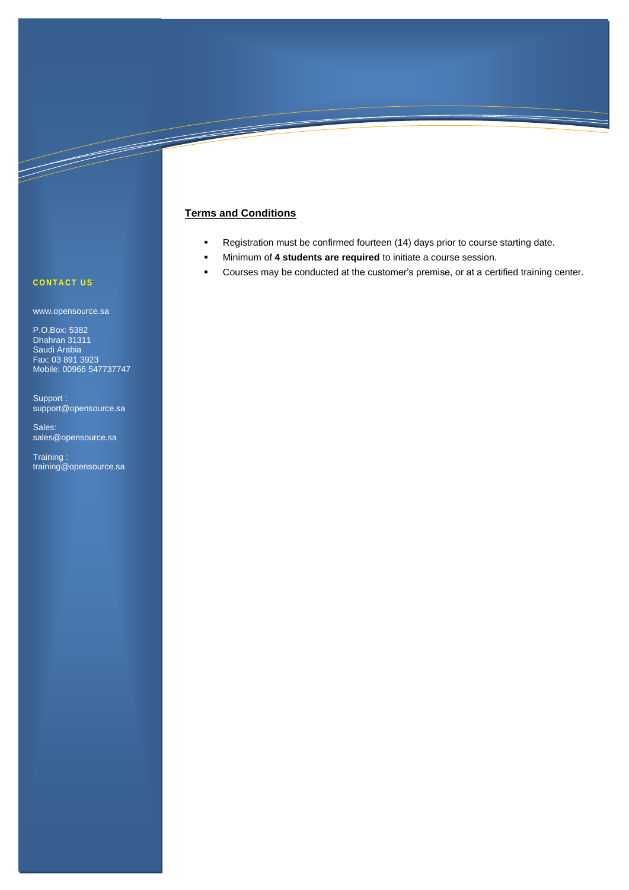## Terms and Conditions

- Registration must be confirmed fourteen (14) days prior to course starting date.
- Minimum of **4 students are required** to initiate a course session.
- Courses may be conducted at the customer's premise, or at a certified training center.

**CONTACT US**

www.opensource.sa

P.O.Box: 5382
Dhahran 31311
Saudi Arabia
Fax: 03 891 3923
Mobile: 00966 547737747

Support :
support@opensource.sa

Sales:
sales@opensource.sa

Training :
training@opensource.sa